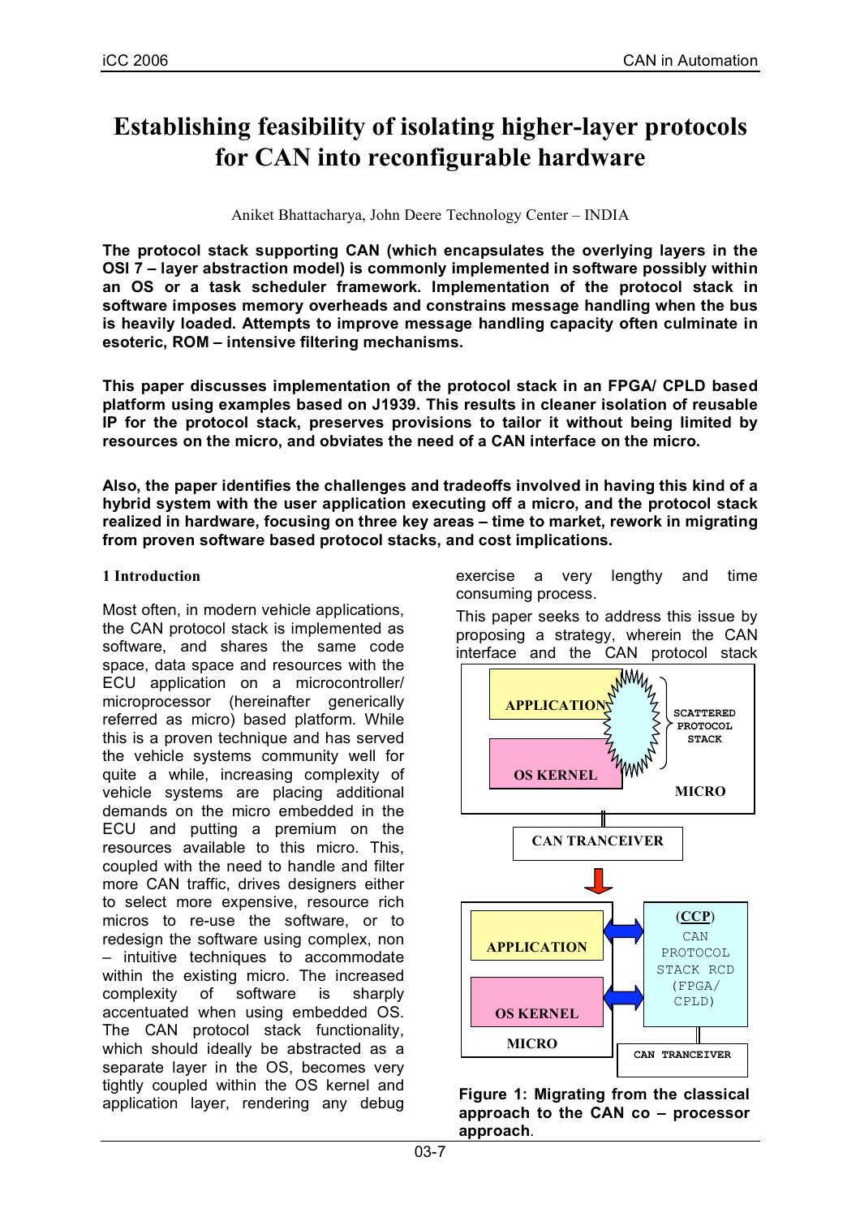# Establishing feasibility of isolating higher-layer protocols for CAN into reconfigurable hardware

Aniket Bhattacharya, John Deere Technology Center – INDIA

**The protocol stack supporting CAN (which encapsulates the overlying layers in the OSI 7 – layer abstraction model) is commonly implemented in software possibly within an OS or a task scheduler framework. Implementation of the protocol stack in software imposes memory overheads and constrains message handling when the bus is heavily loaded. Attempts to improve message handling capacity often culminate in esoteric, ROM – intensive filtering mechanisms.**

**This paper discusses implementation of the protocol stack in an FPGA/ CPLD based platform using examples based on J1939. This results in cleaner isolation of reusable IP for the protocol stack, preserves provisions to tailor it without being limited by resources on the micro, and obviates the need of a CAN interface on the micro.**

**Also, the paper identifies the challenges and tradeoffs involved in having this kind of a hybrid system with the user application executing off a micro, and the protocol stack realized in hardware, focusing on three key areas – time to market, rework in migrating from proven software based protocol stacks, and cost implications.**

## 1 Introduction

Most often, in modern vehicle applications, the CAN protocol stack is implemented as software, and shares the same code space, data space and resources with the ECU application on a microcontroller/ microprocessor (hereinafter generically referred as micro) based platform. While this is a proven technique and has served the vehicle systems community well for quite a while, increasing complexity of vehicle systems are placing additional demands on the micro embedded in the ECU and putting a premium on the resources available to this micro. This, coupled with the need to handle and filter more CAN traffic, drives designers either to select more expensive, resource rich micros to re-use the software, or to redesign the software using complex, non – intuitive techniques to accommodate within the existing micro. The increased complexity of software is sharply accentuated when using embedded OS. The CAN protocol stack functionality, which should ideally be abstracted as a separate layer in the OS, becomes very tightly coupled within the OS kernel and application layer, rendering any debug exercise a very lengthy and time consuming process.

This paper seeks to address this issue by proposing a strategy, wherein the CAN interface and the CAN protocol stack

**Figure 1: Migrating from the classical approach to the CAN co – processor approach**.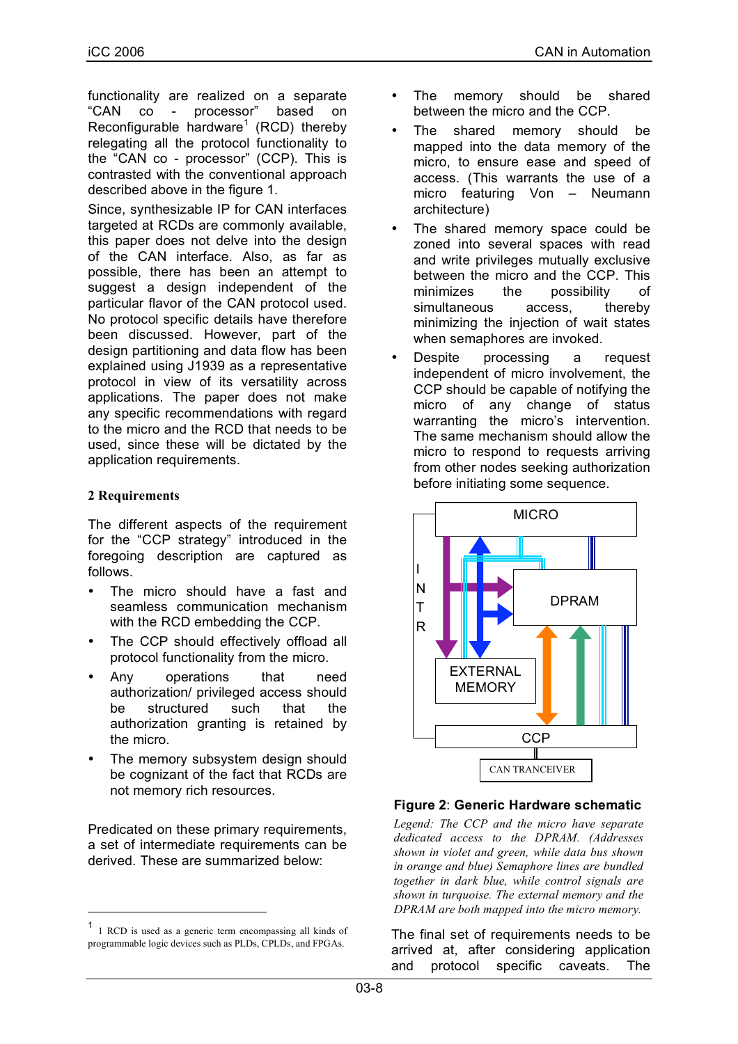functionality are realized on a separate "CAN co - processor" based on Reconfigurable hardware[1] (RCD) thereby relegating all the protocol functionality to the "CAN co - processor" (CCP). This is contrasted with the conventional approach described above in the figure 1.

Since, synthesizable IP for CAN interfaces targeted at RCDs are commonly available, this paper does not delve into the design of the CAN interface. Also, as far as possible, there has been an attempt to suggest a design independent of the particular flavor of the CAN protocol used. No protocol specific details have therefore been discussed. However, part of the design partitioning and data flow has been explained using J1939 as a representative protocol in view of its versatility across applications. The paper does not make any specific recommendations with regard to the micro and the RCD that needs to be used, since these will be dictated by the application requirements.

## 2 Requirements

The different aspects of the requirement for the "CCP strategy" introduced in the foregoing description are captured as follows.

- The micro should have a fast and seamless communication mechanism with the RCD embedding the CCP.
- The CCP should effectively offload all protocol functionality from the micro.
- Any operations that need authorization/ privileged access should be structured such that the authorization granting is retained by the micro.
- The memory subsystem design should be cognizant of the fact that RCDs are not memory rich resources.

Predicated on these primary requirements, a set of intermediate requirements can be derived. These are summarized below:

- The memory should be shared between the micro and the CCP.
- The shared memory should be mapped into the data memory of the micro, to ensure ease and speed of access. (This warrants the use of a micro featuring Von – Neumann architecture)
- The shared memory space could be zoned into several spaces with read and write privileges mutually exclusive between the micro and the CCP. This minimizes the possibility of simultaneous access, thereby minimizing the injection of wait states when semaphores are invoked.
- Despite processing a request independent of micro involvement, the CCP should be capable of notifying the micro of any change of status warranting the micro's intervention. The same mechanism should allow the micro to respond to requests arriving from other nodes seeking authorization before initiating some sequence.

**Figure 2**: **Generic Hardware schematic**

*Legend: The CCP and the micro have separate dedicated access to the DPRAM. (Addresses shown in violet and green, while data bus shown in orange and blue) Semaphore lines are bundled together in dark blue, while control signals are shown in turquoise. The external memory and the DPRAM are both mapped into the micro memory.*

The final set of requirements needs to be arrived at, after considering application and protocol specific caveats. The

[1] RCD is used as a generic term encompassing all kinds of programmable logic devices such as PLDs, CPLDs, and FPGAs.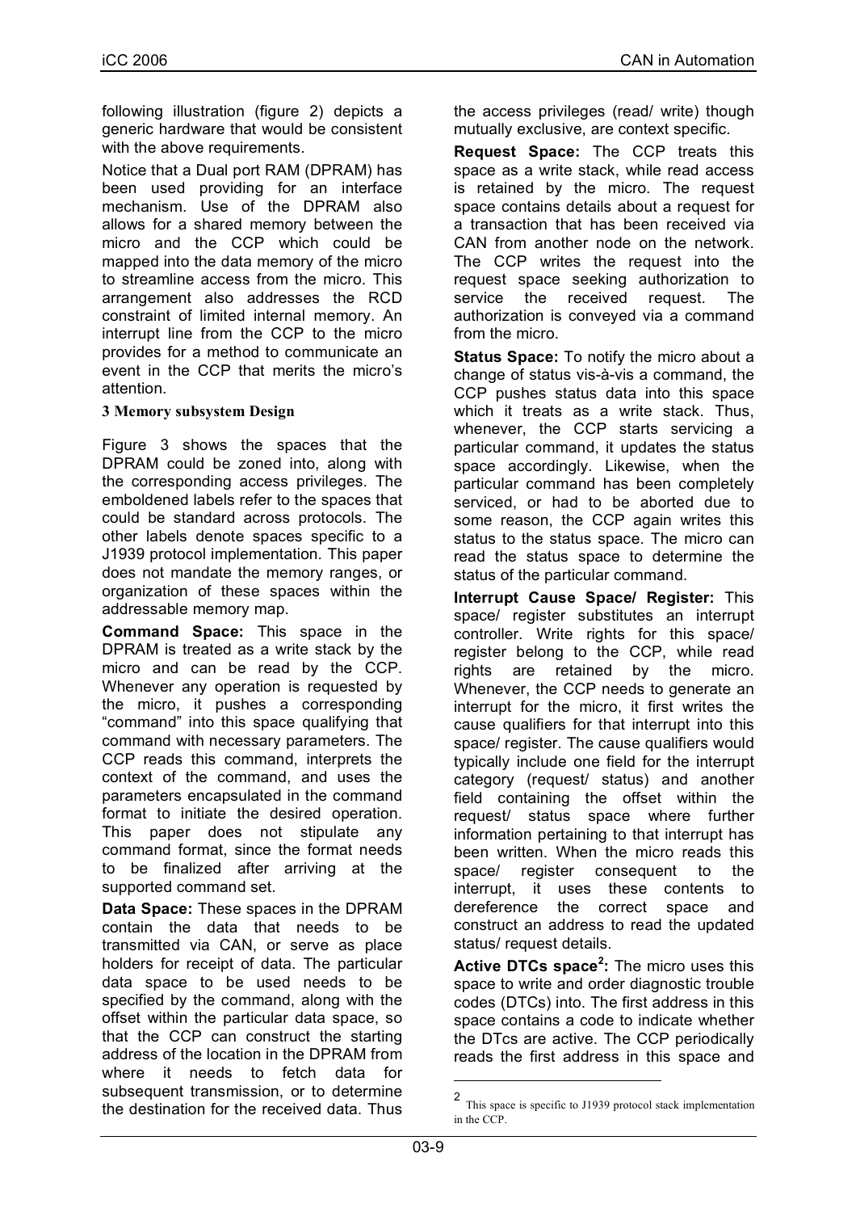following illustration (figure 2) depicts a generic hardware that would be consistent with the above requirements.

Notice that a Dual port RAM (DPRAM) has been used providing for an interface mechanism. Use of the DPRAM also allows for a shared memory between the micro and the CCP which could be mapped into the data memory of the micro to streamline access from the micro. This arrangement also addresses the RCD constraint of limited internal memory. An interrupt line from the CCP to the micro provides for a method to communicate an event in the CCP that merits the micro's attention.

### 3 Memory subsystem Design

Figure 3 shows the spaces that the DPRAM could be zoned into, along with the corresponding access privileges. The emboldened labels refer to the spaces that could be standard across protocols. The other labels denote spaces specific to a J1939 protocol implementation. This paper does not mandate the memory ranges, or organization of these spaces within the addressable memory map.

**Command Space:** This space in the DPRAM is treated as a write stack by the micro and can be read by the CCP. Whenever any operation is requested by the micro, it pushes a corresponding "command" into this space qualifying that command with necessary parameters. The CCP reads this command, interprets the context of the command, and uses the parameters encapsulated in the command format to initiate the desired operation. This paper does not stipulate any command format, since the format needs to be finalized after arriving at the supported command set.

**Data Space:** These spaces in the DPRAM contain the data that needs to be transmitted via CAN, or serve as place holders for receipt of data. The particular data space to be used needs to be specified by the command, along with the offset within the particular data space, so that the CCP can construct the starting address of the location in the DPRAM from where it needs to fetch data for subsequent transmission, or to determine the destination for the received data. Thus the access privileges (read/ write) though mutually exclusive, are context specific.

**Request Space:** The CCP treats this space as a write stack, while read access is retained by the micro. The request space contains details about a request for a transaction that has been received via CAN from another node on the network. The CCP writes the request into the request space seeking authorization to service the received request. The authorization is conveyed via a command from the micro.

**Status Space:** To notify the micro about a change of status vis-à-vis a command, the CCP pushes status data into this space which it treats as a write stack. Thus, whenever, the CCP starts servicing a particular command, it updates the status space accordingly. Likewise, when the particular command has been completely serviced, or had to be aborted due to some reason, the CCP again writes this status to the status space. The micro can read the status space to determine the status of the particular command.

**Interrupt Cause Space/ Register:** This space/ register substitutes an interrupt controller. Write rights for this space/ register belong to the CCP, while read rights are retained by the micro. Whenever, the CCP needs to generate an interrupt for the micro, it first writes the cause qualifiers for that interrupt into this space/ register. The cause qualifiers would typically include one field for the interrupt category (request/ status) and another field containing the offset within the request/ status space where further information pertaining to that interrupt has been written. When the micro reads this space/ register consequent to the interrupt, it uses these contents to dereference the correct space and construct an address to read the updated status/ request details.

**Active DTCs space[2]:** The micro uses this space to write and order diagnostic trouble codes (DTCs) into. The first address in this space contains a code to indicate whether the DTcs are active. The CCP periodically reads the first address in this space and

---

2 This space is specific to J1939 protocol stack implementation in the CCP.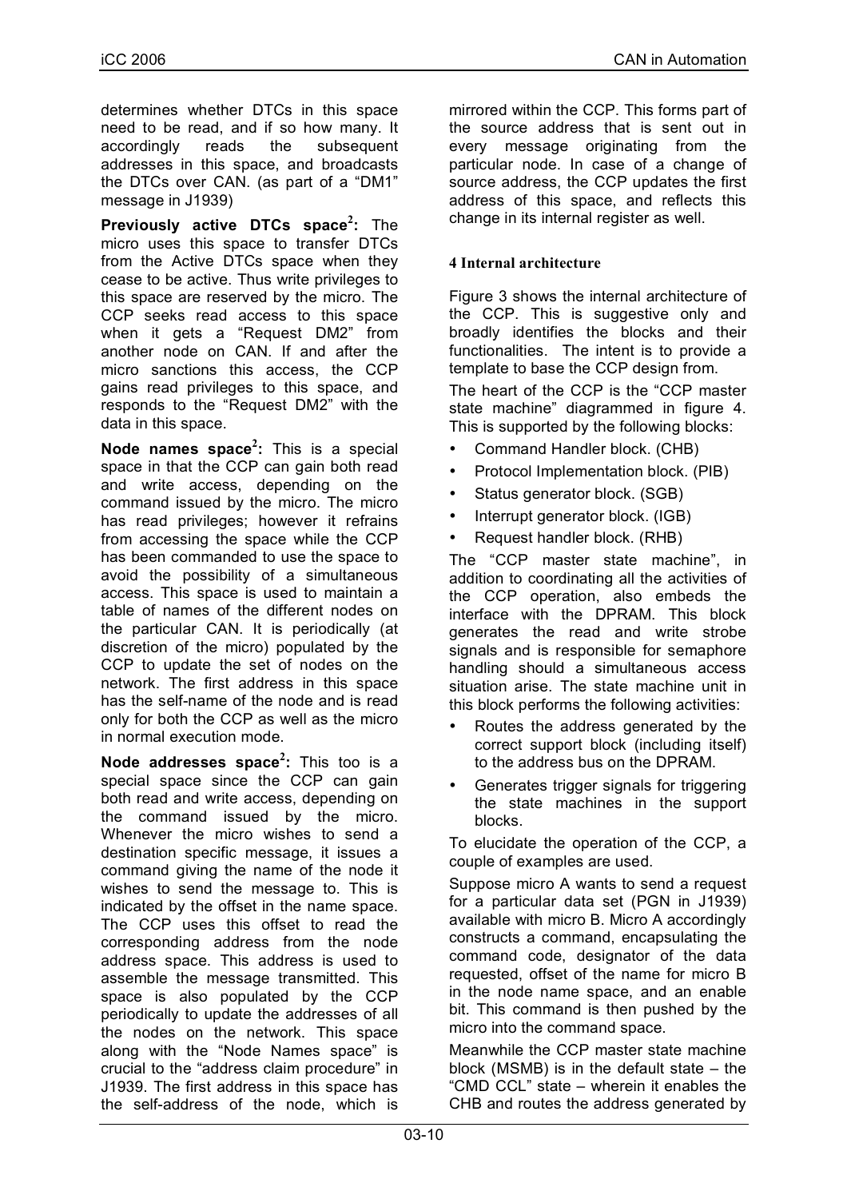determines whether DTCs in this space need to be read, and if so how many. It accordingly reads the subsequent addresses in this space, and broadcasts the DTCs over CAN. (as part of a "DM1" message in J1939)

**Previously active DTCs space[2]:** The micro uses this space to transfer DTCs from the Active DTCs space when they cease to be active. Thus write privileges to this space are reserved by the micro. The CCP seeks read access to this space when it gets a "Request DM2" from another node on CAN. If and after the micro sanctions this access, the CCP gains read privileges to this space, and responds to the "Request DM2" with the data in this space.

**Node names space[2]:** This is a special space in that the CCP can gain both read and write access, depending on the command issued by the micro. The micro has read privileges; however it refrains from accessing the space while the CCP has been commanded to use the space to avoid the possibility of a simultaneous access. This space is used to maintain a table of names of the different nodes on the particular CAN. It is periodically (at discretion of the micro) populated by the CCP to update the set of nodes on the network. The first address in this space has the self-name of the node and is read only for both the CCP as well as the micro in normal execution mode.

**Node addresses space[2]:** This too is a special space since the CCP can gain both read and write access, depending on the command issued by the micro. Whenever the micro wishes to send a destination specific message, it issues a command giving the name of the node it wishes to send the message to. This is indicated by the offset in the name space. The CCP uses this offset to read the corresponding address from the node address space. This address is used to assemble the message transmitted. This space is also populated by the CCP periodically to update the addresses of all the nodes on the network. This space along with the "Node Names space" is crucial to the "address claim procedure" in J1939. The first address in this space has the self-address of the node, which is mirrored within the CCP. This forms part of the source address that is sent out in every message originating from the particular node. In case of a change of source address, the CCP updates the first address of this space, and reflects this change in its internal register as well.

## 4 Internal architecture

Figure 3 shows the internal architecture of the CCP. This is suggestive only and broadly identifies the blocks and their functionalities. The intent is to provide a template to base the CCP design from.

The heart of the CCP is the "CCP master state machine" diagrammed in figure 4. This is supported by the following blocks:

- Command Handler block. (CHB)
- Protocol Implementation block. (PIB)
- Status generator block. (SGB)
- Interrupt generator block. (IGB)
- Request handler block. (RHB)

The "CCP master state machine", in addition to coordinating all the activities of the CCP operation, also embeds the interface with the DPRAM. This block generates the read and write strobe signals and is responsible for semaphore handling should a simultaneous access situation arise. The state machine unit in this block performs the following activities:

- Routes the address generated by the correct support block (including itself) to the address bus on the DPRAM.
- Generates trigger signals for triggering the state machines in the support blocks.

To elucidate the operation of the CCP, a couple of examples are used.

Suppose micro A wants to send a request for a particular data set (PGN in J1939) available with micro B. Micro A accordingly constructs a command, encapsulating the command code, designator of the data requested, offset of the name for micro B in the node name space, and an enable bit. This command is then pushed by the micro into the command space.

Meanwhile the CCP master state machine block (MSMB) is in the default state – the "CMD CCL" state – wherein it enables the CHB and routes the address generated by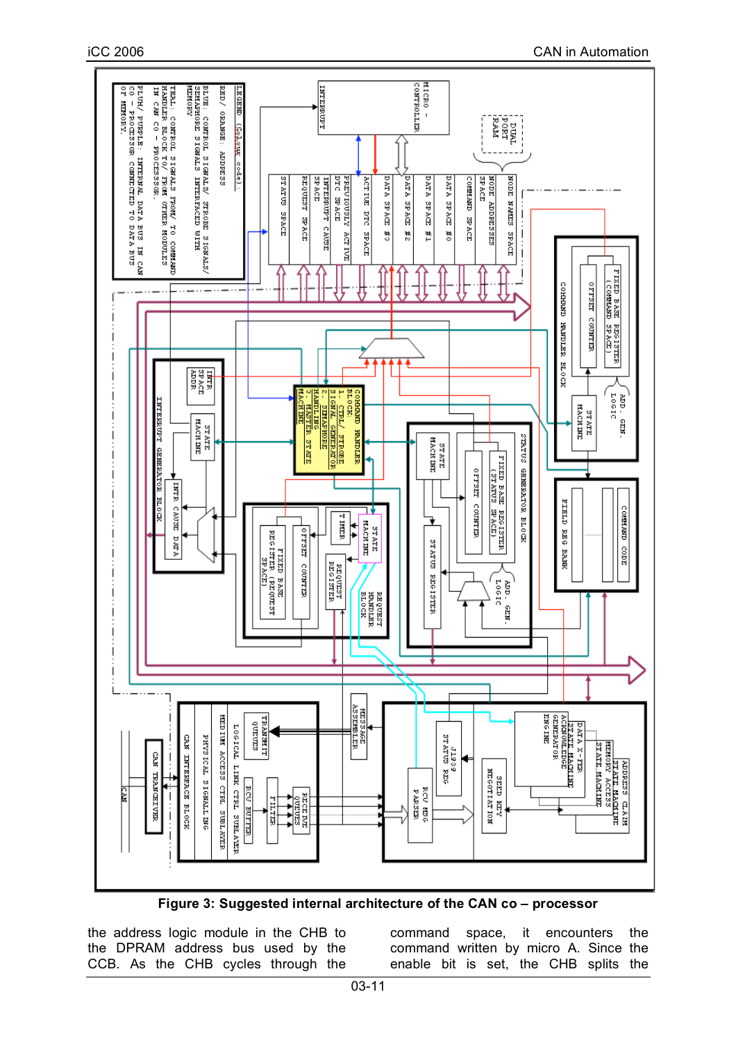**Figure 3: Suggested internal architecture of the CAN co – processor**

the address logic module in the CHB to the DPRAM address bus used by the CCB. As the CHB cycles through the command space, it encounters the command written by micro A. Since the enable bit is set, the CHB splits the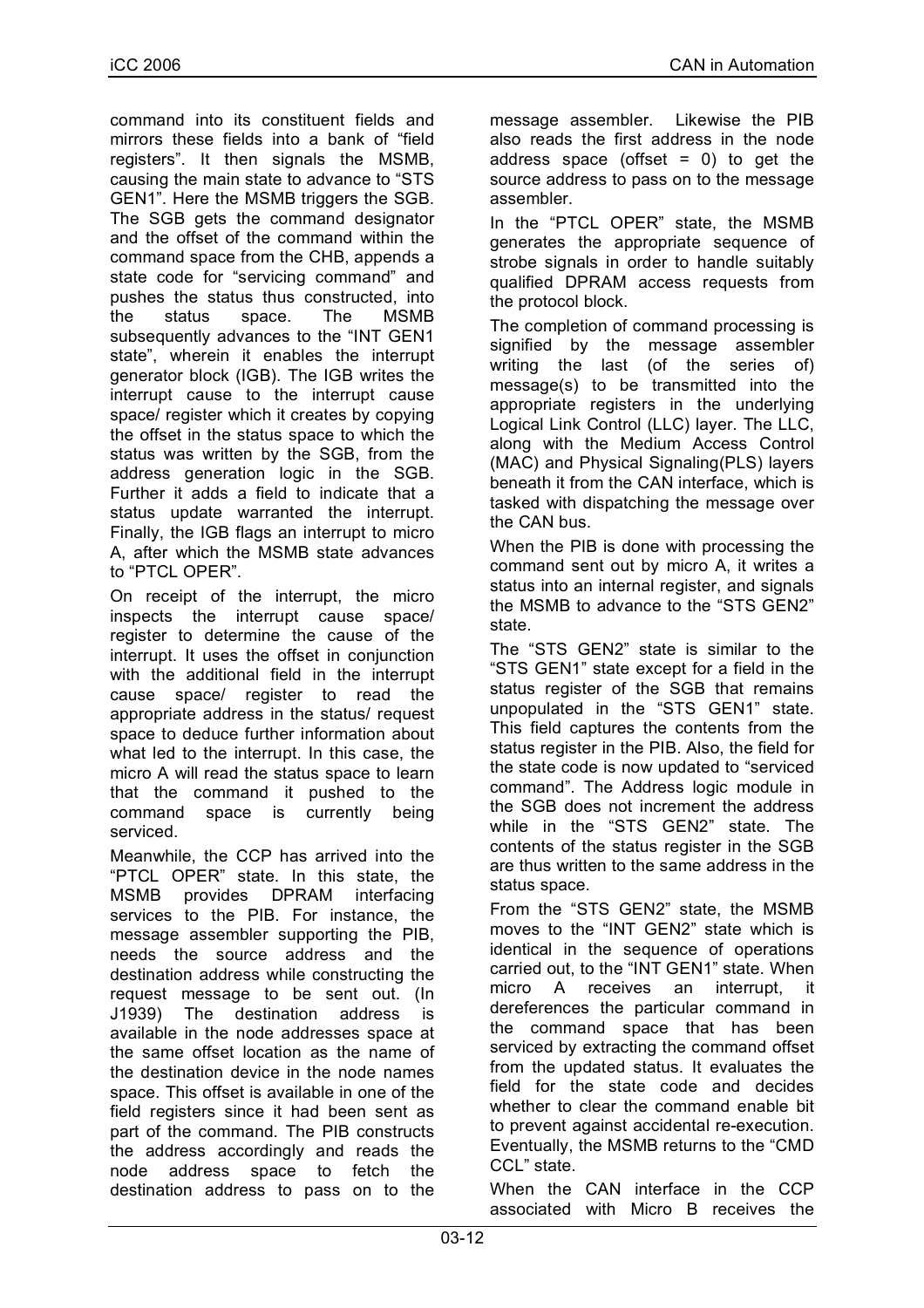command into its constituent fields and mirrors these fields into a bank of “field registers”. It then signals the MSMB, causing the main state to advance to “STS GEN1”. Here the MSMB triggers the SGB. The SGB gets the command designator and the offset of the command within the command space from the CHB, appends a state code for “servicing command” and pushes the status thus constructed, into the status space. The MSMB subsequently advances to the “INT GEN1 state”, wherein it enables the interrupt generator block (IGB). The IGB writes the interrupt cause to the interrupt cause space/ register which it creates by copying the offset in the status space to which the status was written by the SGB, from the address generation logic in the SGB. Further it adds a field to indicate that a status update warranted the interrupt. Finally, the IGB flags an interrupt to micro A, after which the MSMB state advances to “PTCL OPER”.

On receipt of the interrupt, the micro inspects the interrupt cause space/ register to determine the cause of the interrupt. It uses the offset in conjunction with the additional field in the interrupt cause space/ register to read the appropriate address in the status/ request space to deduce further information about what led to the interrupt. In this case, the micro A will read the status space to learn that the command it pushed to the command space is currently being serviced.

Meanwhile, the CCP has arrived into the “PTCL OPER” state. In this state, the MSMB provides DPRAM interfacing services to the PIB. For instance, the message assembler supporting the PIB, needs the source address and the destination address while constructing the request message to be sent out. (In J1939) The destination address is available in the node addresses space at the same offset location as the name of the destination device in the node names space. This offset is available in one of the field registers since it had been sent as part of the command. The PIB constructs the address accordingly and reads the node address space to fetch the destination address to pass on to the message assembler. Likewise the PIB also reads the first address in the node address space (offset = 0) to get the source address to pass on to the message assembler.

In the “PTCL OPER” state, the MSMB generates the appropriate sequence of strobe signals in order to handle suitably qualified DPRAM access requests from the protocol block.

The completion of command processing is signified by the message assembler writing the last (of the series of) message(s) to be transmitted into the appropriate registers in the underlying Logical Link Control (LLC) layer. The LLC, along with the Medium Access Control (MAC) and Physical Signaling(PLS) layers beneath it from the CAN interface, which is tasked with dispatching the message over the CAN bus.

When the PIB is done with processing the command sent out by micro A, it writes a status into an internal register, and signals the MSMB to advance to the “STS GEN2” state.

The “STS GEN2” state is similar to the “STS GEN1” state except for a field in the status register of the SGB that remains unpopulated in the “STS GEN1” state. This field captures the contents from the status register in the PIB. Also, the field for the state code is now updated to “serviced command”. The Address logic module in the SGB does not increment the address while in the “STS GEN2” state. The contents of the status register in the SGB are thus written to the same address in the status space.

From the “STS GEN2” state, the MSMB moves to the “INT GEN2” state which is identical in the sequence of operations carried out, to the “INT GEN1” state. When micro A receives an interrupt, it dereferences the particular command in the command space that has been serviced by extracting the command offset from the updated status. It evaluates the field for the state code and decides whether to clear the command enable bit to prevent against accidental re-execution. Eventually, the MSMB returns to the “CMD CCL” state.

When the CAN interface in the CCP associated with Micro B receives the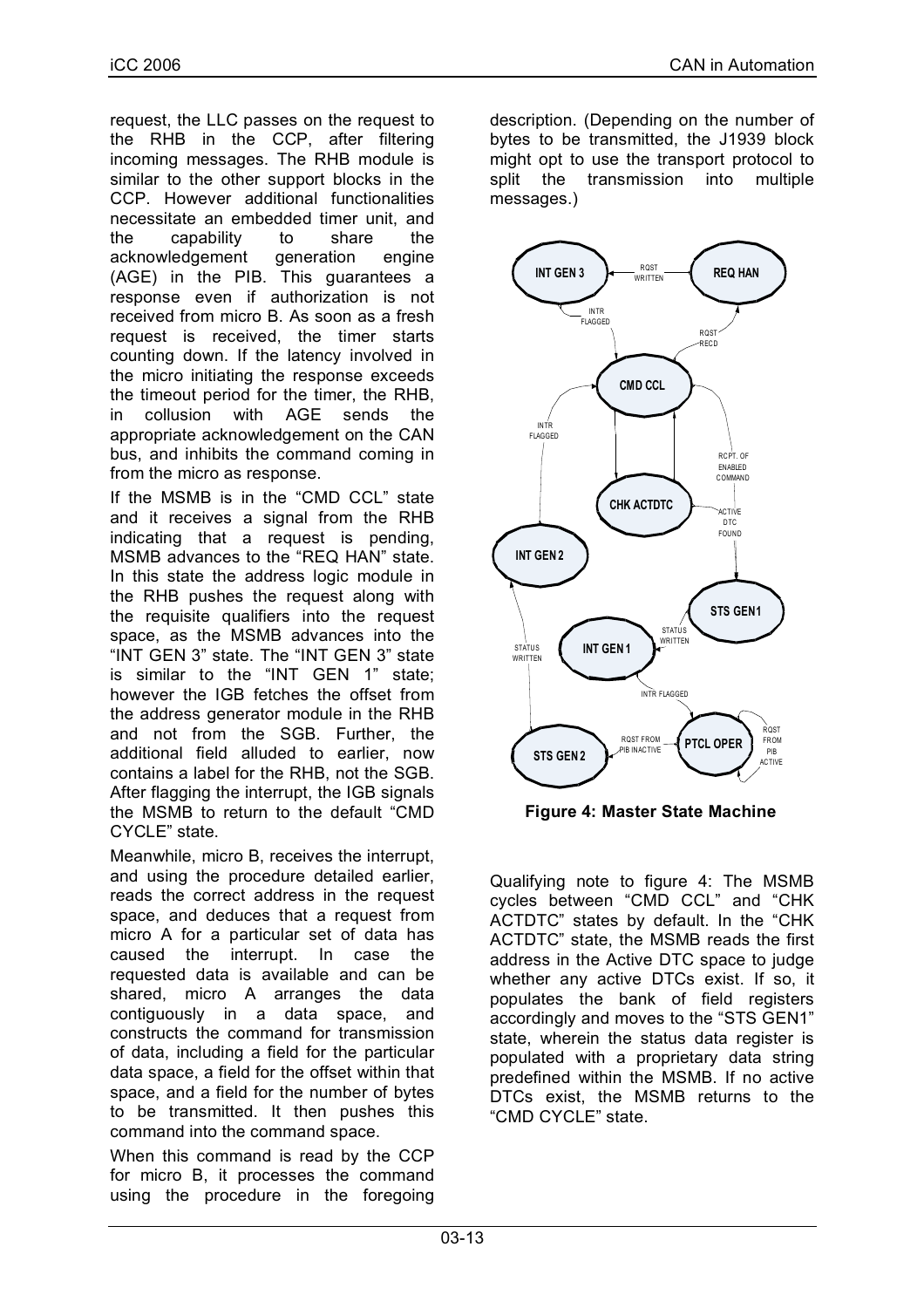request, the LLC passes on the request to the RHB in the CCP, after filtering incoming messages. The RHB module is similar to the other support blocks in the CCP. However additional functionalities necessitate an embedded timer unit, and the capability to share the acknowledgement generation engine (AGE) in the PIB. This guarantees a response even if authorization is not received from micro B. As soon as a fresh request is received, the timer starts counting down. If the latency involved in the micro initiating the response exceeds the timeout period for the timer, the RHB, in collusion with AGE sends the appropriate acknowledgement on the CAN bus, and inhibits the command coming in from the micro as response.

If the MSMB is in the "CMD CCL" state and it receives a signal from the RHB indicating that a request is pending, MSMB advances to the "REQ HAN" state. In this state the address logic module in the RHB pushes the request along with the requisite qualifiers into the request space, as the MSMB advances into the "INT GEN 3" state. The "INT GEN 3" state is similar to the "INT GEN 1" state; however the IGB fetches the offset from the address generator module in the RHB and not from the SGB. Further, the additional field alluded to earlier, now contains a label for the RHB, not the SGB. After flagging the interrupt, the IGB signals the MSMB to return to the default "CMD CYCLE" state.

Meanwhile, micro B, receives the interrupt, and using the procedure detailed earlier, reads the correct address in the request space, and deduces that a request from micro A for a particular set of data has caused the interrupt. In case the requested data is available and can be shared, micro A arranges the data contiguously in a data space, and constructs the command for transmission of data, including a field for the particular data space, a field for the offset within that space, and a field for the number of bytes to be transmitted. It then pushes this command into the command space.

When this command is read by the CCP for micro B, it processes the command using the procedure in the foregoing description. (Depending on the number of bytes to be transmitted, the J1939 block might opt to use the transport protocol to split the transmission into multiple messages.)

**Figure 4: Master State Machine**

Qualifying note to figure 4: The MSMB cycles between "CMD CCL" and "CHK ACTDTC" states by default. In the "CHK ACTDTC" state, the MSMB reads the first address in the Active DTC space to judge whether any active DTCs exist. If so, it populates the bank of field registers accordingly and moves to the "STS GEN1" state, wherein the status data register is populated with a proprietary data string predefined within the MSMB. If no active DTCs exist, the MSMB returns to the "CMD CYCLE" state.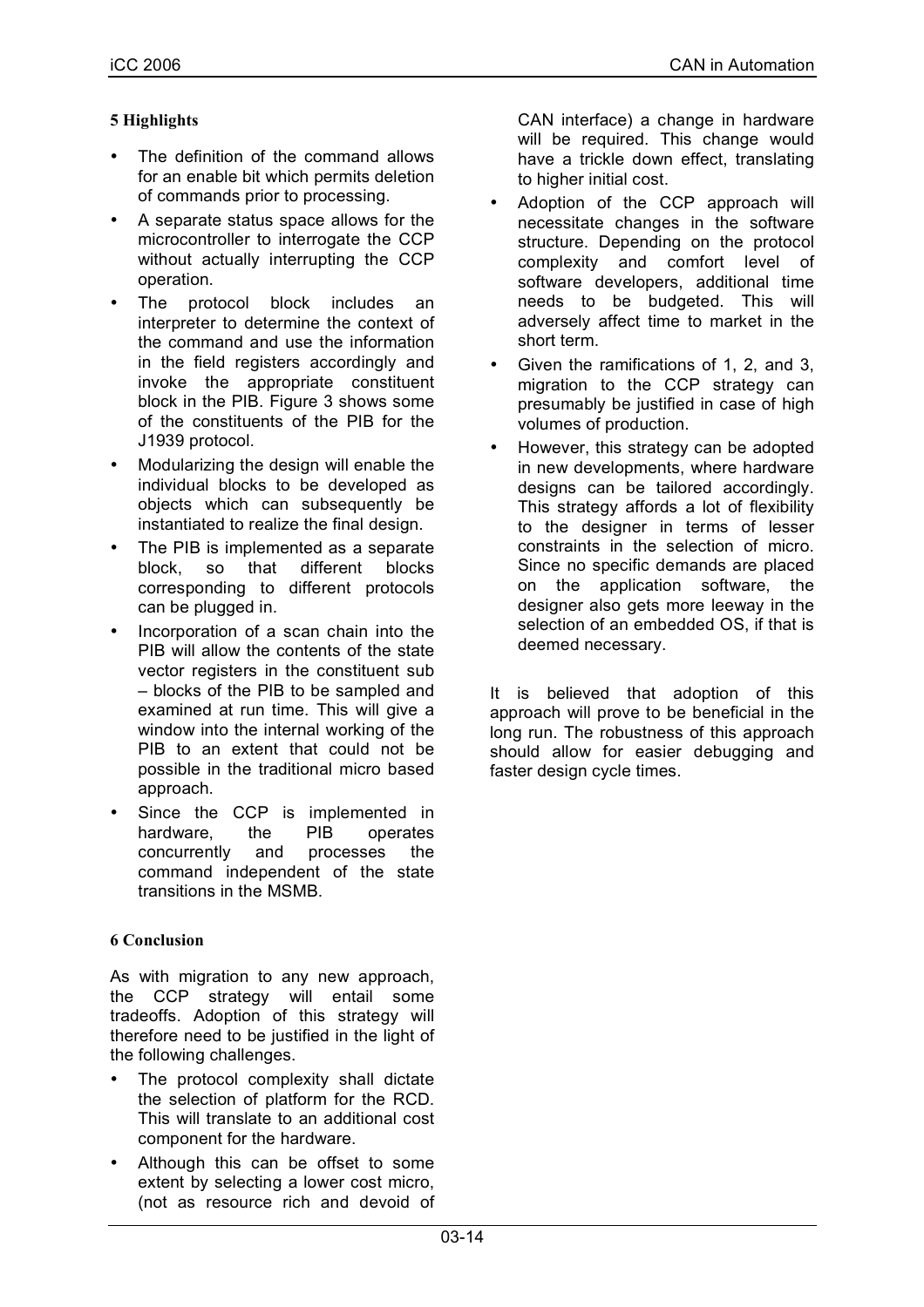## 5 Highlights

- The definition of the command allows for an enable bit which permits deletion of commands prior to processing.
- A separate status space allows for the microcontroller to interrogate the CCP without actually interrupting the CCP operation.
- The protocol block includes an interpreter to determine the context of the command and use the information in the field registers accordingly and invoke the appropriate constituent block in the PIB. Figure 3 shows some of the constituents of the PIB for the J1939 protocol.
- Modularizing the design will enable the individual blocks to be developed as objects which can subsequently be instantiated to realize the final design.
- The PIB is implemented as a separate block, so that different blocks corresponding to different protocols can be plugged in.
- Incorporation of a scan chain into the PIB will allow the contents of the state vector registers in the constituent sub – blocks of the PIB to be sampled and examined at run time. This will give a window into the internal working of the PIB to an extent that could not be possible in the traditional micro based approach.
- Since the CCP is implemented in hardware, the PIB operates concurrently and processes the command independent of the state transitions in the MSMB.

## 6 Conclusion

As with migration to any new approach, the CCP strategy will entail some tradeoffs. Adoption of this strategy will therefore need to be justified in the light of the following challenges.

- The protocol complexity shall dictate the selection of platform for the RCD. This will translate to an additional cost component for the hardware.
- Although this can be offset to some extent by selecting a lower cost micro, (not as resource rich and devoid of CAN interface) a change in hardware will be required. This change would have a trickle down effect, translating to higher initial cost.
- Adoption of the CCP approach will necessitate changes in the software structure. Depending on the protocol complexity and comfort level of software developers, additional time needs to be budgeted. This will adversely affect time to market in the short term.
- Given the ramifications of 1, 2, and 3, migration to the CCP strategy can presumably be justified in case of high volumes of production.
- However, this strategy can be adopted in new developments, where hardware designs can be tailored accordingly. This strategy affords a lot of flexibility to the designer in terms of lesser constraints in the selection of micro. Since no specific demands are placed on the application software, the designer also gets more leeway in the selection of an embedded OS, if that is deemed necessary.

It is believed that adoption of this approach will prove to be beneficial in the long run. The robustness of this approach should allow for easier debugging and faster design cycle times.